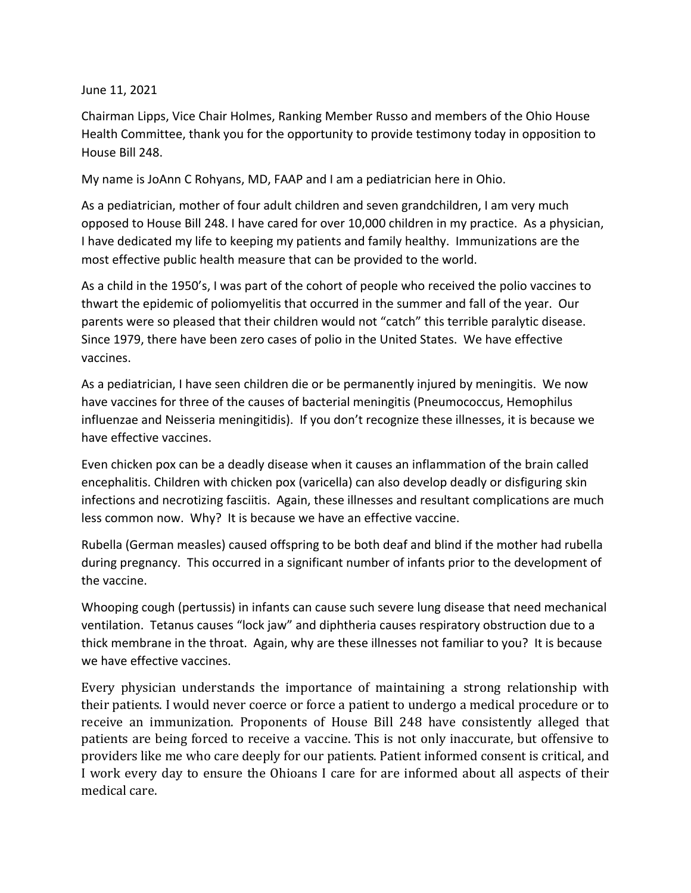June 11, 2021

Chairman Lipps, Vice Chair Holmes, Ranking Member Russo and members of the Ohio House Health Committee, thank you for the opportunity to provide testimony today in opposition to House Bill 248.

My name is JoAnn C Rohyans, MD, FAAP and I am a pediatrician here in Ohio.

As a pediatrician, mother of four adult children and seven grandchildren, I am very much opposed to House Bill 248. I have cared for over 10,000 children in my practice. As a physician, I have dedicated my life to keeping my patients and family healthy. Immunizations are the most effective public health measure that can be provided to the world.

As a child in the 1950's, I was part of the cohort of people who received the polio vaccines to thwart the epidemic of poliomyelitis that occurred in the summer and fall of the year. Our parents were so pleased that their children would not "catch" this terrible paralytic disease. Since 1979, there have been zero cases of polio in the United States. We have effective vaccines.

As a pediatrician, I have seen children die or be permanently injured by meningitis. We now have vaccines for three of the causes of bacterial meningitis (Pneumococcus, Hemophilus influenzae and Neisseria meningitidis). If you don't recognize these illnesses, it is because we have effective vaccines.

Even chicken pox can be a deadly disease when it causes an inflammation of the brain called encephalitis. Children with chicken pox (varicella) can also develop deadly or disfiguring skin infections and necrotizing fasciitis. Again, these illnesses and resultant complications are much less common now. Why? It is because we have an effective vaccine.

Rubella (German measles) caused offspring to be both deaf and blind if the mother had rubella during pregnancy. This occurred in a significant number of infants prior to the development of the vaccine.

Whooping cough (pertussis) in infants can cause such severe lung disease that need mechanical ventilation. Tetanus causes "lock jaw" and diphtheria causes respiratory obstruction due to a thick membrane in the throat. Again, why are these illnesses not familiar to you? It is because we have effective vaccines.

Every physician understands the importance of maintaining a strong relationship with their patients. I would never coerce or force a patient to undergo a medical procedure or to receive an immunization. Proponents of House Bill 248 have consistently alleged that patients are being forced to receive a vaccine. This is not only inaccurate, but offensive to providers like me who care deeply for our patients. Patient informed consent is critical, and I work every day to ensure the Ohioans I care for are informed about all aspects of their medical care.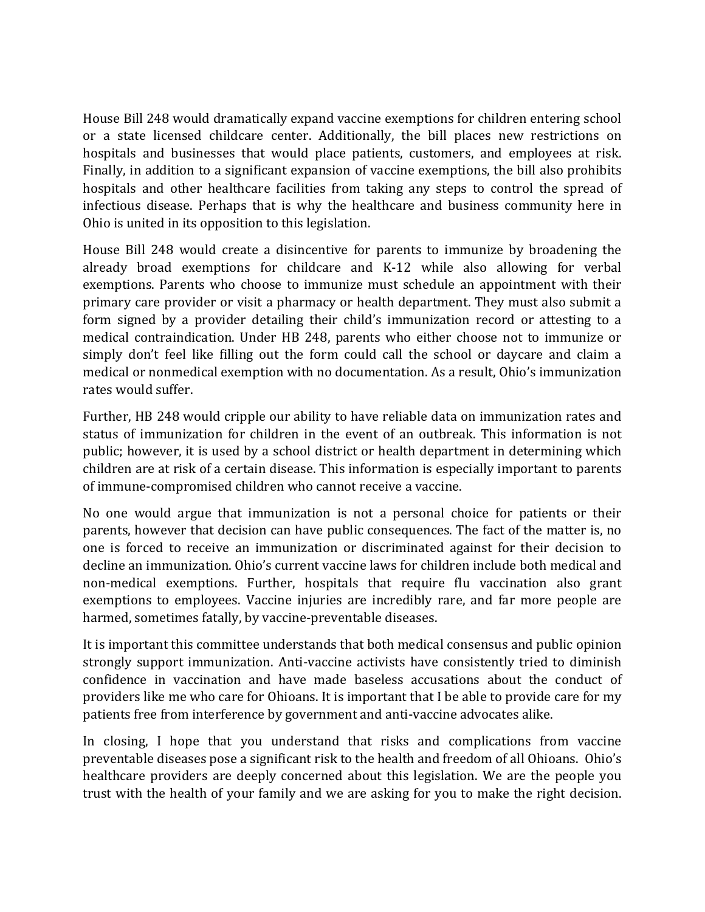House Bill 248 would dramatically expand vaccine exemptions for children entering school or a state licensed childcare center. Additionally, the bill places new restrictions on hospitals and businesses that would place patients, customers, and employees at risk. Finally, in addition to a significant expansion of vaccine exemptions, the bill also prohibits hospitals and other healthcare facilities from taking any steps to control the spread of infectious disease. Perhaps that is why the healthcare and business community here in Ohio is united in its opposition to this legislation.

House Bill 248 would create a disincentive for parents to immunize by broadening the already broad exemptions for childcare and K-12 while also allowing for verbal exemptions. Parents who choose to immunize must schedule an appointment with their primary care provider or visit a pharmacy or health department. They must also submit a form signed by a provider detailing their child's immunization record or attesting to a medical contraindication. Under HB 248, parents who either choose not to immunize or simply don't feel like filling out the form could call the school or daycare and claim a medical or nonmedical exemption with no documentation. As a result, Ohio's immunization rates would suffer.

Further, HB 248 would cripple our ability to have reliable data on immunization rates and status of immunization for children in the event of an outbreak. This information is not public; however, it is used by a school district or health department in determining which children are at risk of a certain disease. This information is especially important to parents of immune-compromised children who cannot receive a vaccine.

No one would argue that immunization is not a personal choice for patients or their parents, however that decision can have public consequences. The fact of the matter is, no one is forced to receive an immunization or discriminated against for their decision to decline an immunization. Ohio's current vaccine laws for children include both medical and non-medical exemptions. Further, hospitals that require flu vaccination also grant exemptions to employees. Vaccine injuries are incredibly rare, and far more people are harmed, sometimes fatally, by vaccine-preventable diseases.

It is important this committee understands that both medical consensus and public opinion strongly support immunization. Anti-vaccine activists have consistently tried to diminish confidence in vaccination and have made baseless accusations about the conduct of providers like me who care for Ohioans. It is important that I be able to provide care for my patients free from interference by government and anti-vaccine advocates alike.

In closing, I hope that you understand that risks and complications from vaccine preventable diseases pose a significant risk to the health and freedom of all Ohioans. Ohio's healthcare providers are deeply concerned about this legislation. We are the people you trust with the health of your family and we are asking for you to make the right decision.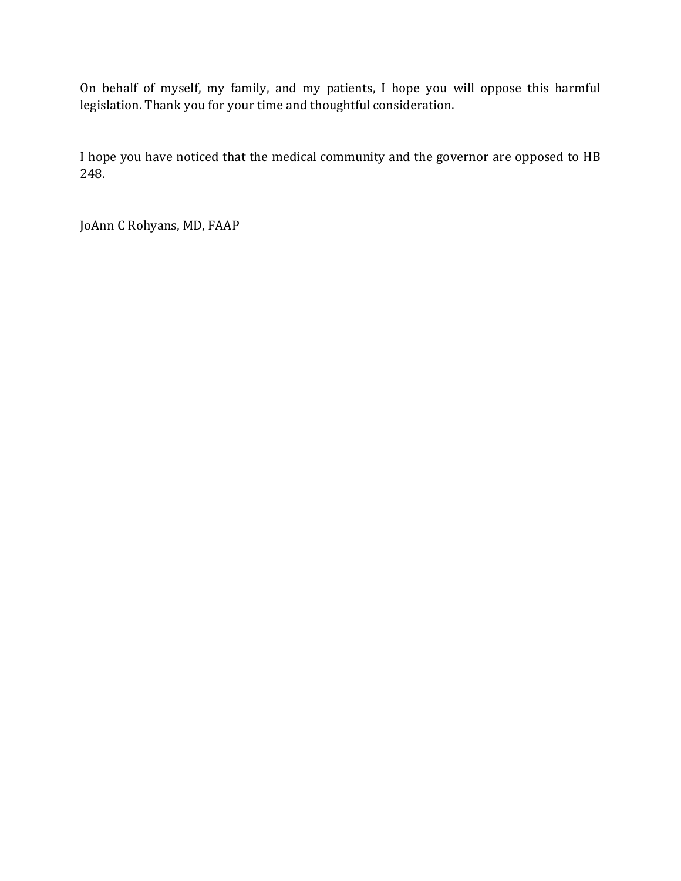On behalf of myself, my family, and my patients, I hope you will oppose this harmful legislation. Thank you for your time and thoughtful consideration.

I hope you have noticed that the medical community and the governor are opposed to HB 248.

JoAnn C Rohyans, MD, FAAP